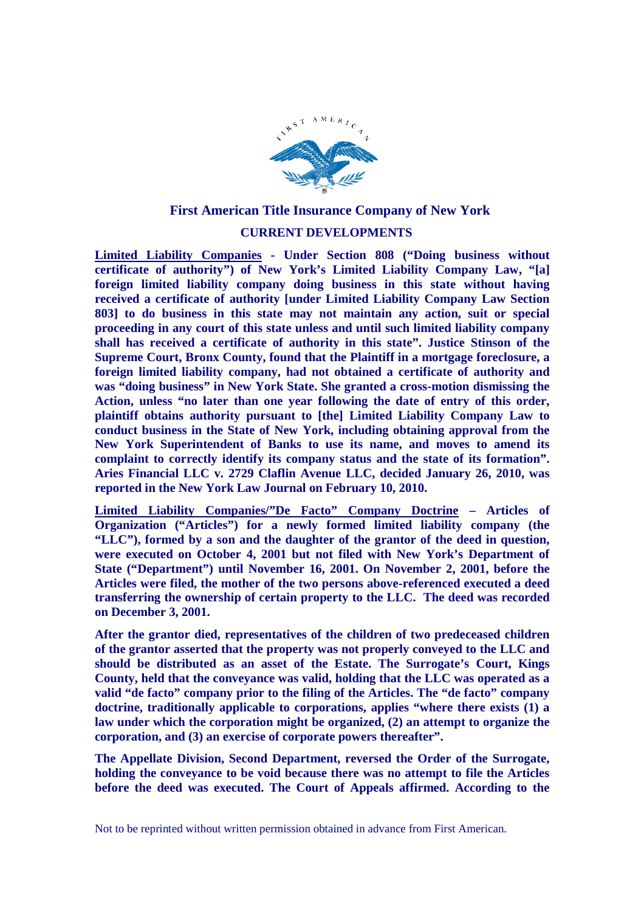**First American Title Insurance Company of New York**

**CURRENT DEVELOPMENTS**

**Limited Liability Companies - Under Section 808 ("Doing business without certificate of authority") of New York's Limited Liability Company Law, "[a] foreign limited liability company doing business in this state without having received a certificate of authority [under Limited Liability Company Law Section 803] to do business in this state may not maintain any action, suit or special proceeding in any court of this state unless and until such limited liability company shall has received a certificate of authority in this state". Justice Stinson of the Supreme Court, Bronx County, found that the Plaintiff in a mortgage foreclosure, a foreign limited liability company, had not obtained a certificate of authority and was "doing business" in New York State. She granted a cross-motion dismissing the Action, unless "no later than one year following the date of entry of this order, plaintiff obtains authority pursuant to [the] Limited Liability Company Law to conduct business in the State of New York, including obtaining approval from the New York Superintendent of Banks to use its name, and moves to amend its complaint to correctly identify its company status and the state of its formation". Aries Financial LLC v. 2729 Claflin Avenue LLC, decided January 26, 2010, was reported in the New York Law Journal on February 10, 2010.**

**Limited Liability Companies/"De Facto" Company Doctrine – Articles of Organization ("Articles") for a newly formed limited liability company (the "LLC"), formed by a son and the daughter of the grantor of the deed in question, were executed on October 4, 2001 but not filed with New York's Department of State ("Department") until November 16, 2001. On November 2, 2001, before the Articles were filed, the mother of the two persons above-referenced executed a deed transferring the ownership of certain property to the LLC. The deed was recorded on December 3, 2001.**

**After the grantor died, representatives of the children of two predeceased children of the grantor asserted that the property was not properly conveyed to the LLC and should be distributed as an asset of the Estate. The Surrogate's Court, Kings County, held that the conveyance was valid, holding that the LLC was operated as a valid "de facto" company prior to the filing of the Articles. The "de facto" company doctrine, traditionally applicable to corporations, applies "where there exists (1) a law under which the corporation might be organized, (2) an attempt to organize the corporation, and (3) an exercise of corporate powers thereafter".**

**The Appellate Division, Second Department, reversed the Order of the Surrogate, holding the conveyance to be void because there was no attempt to file the Articles before the deed was executed. The Court of Appeals affirmed. According to the**

Not to be reprinted without written permission obtained in advance from First American.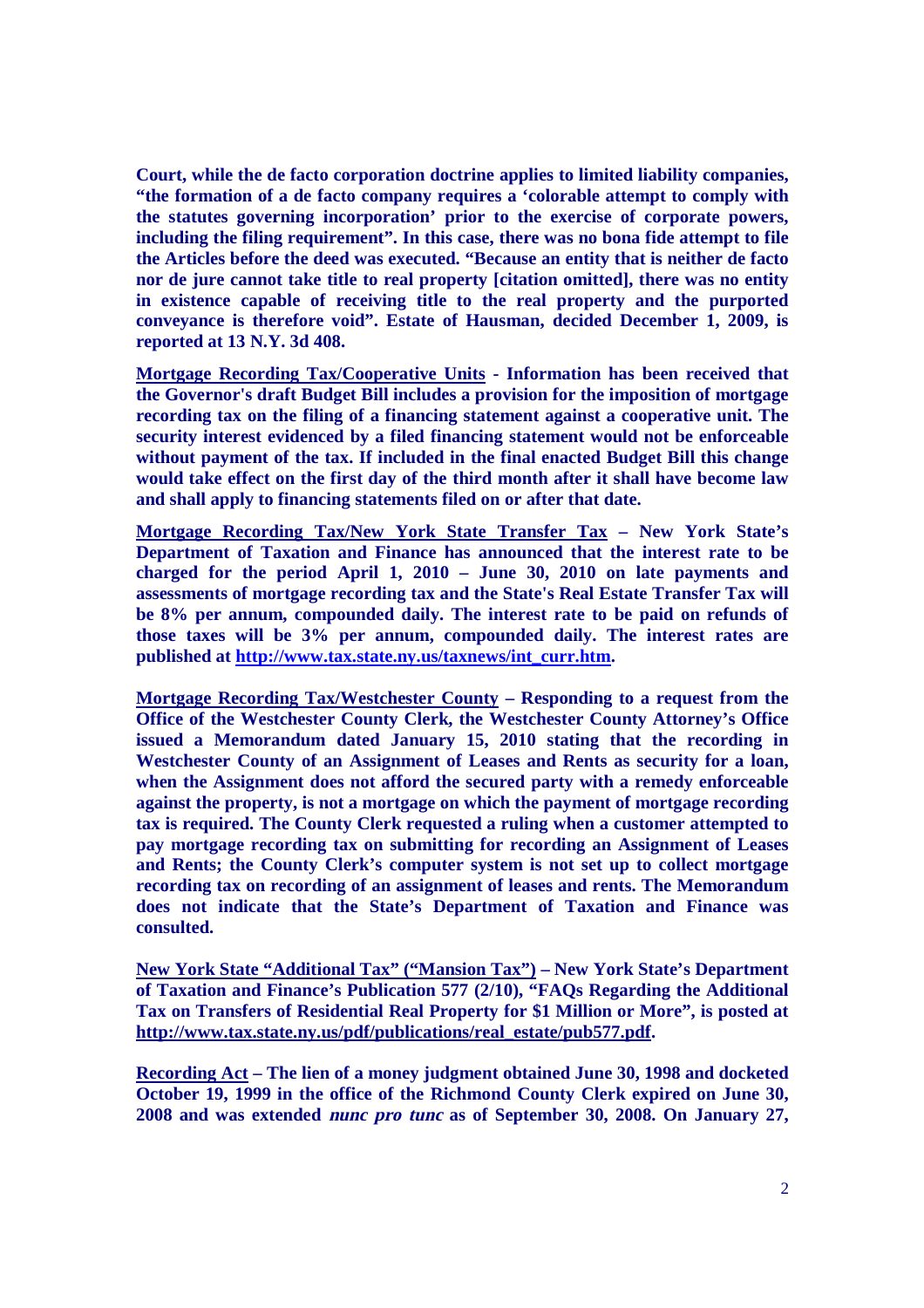**Court, while the de facto corporation doctrine applies to limited liability companies, "the formation of a de facto company requires a 'colorable attempt to comply with the statutes governing incorporation' prior to the exercise of corporate powers, including the filing requirement". In this case, there was no bona fide attempt to file the Articles before the deed was executed. "Because an entity that is neither de facto nor de jure cannot take title to real property [citation omitted], there was no entity in existence capable of receiving title to the real property and the purported conveyance is therefore void". Estate of Hausman, decided December 1, 2009, is reported at 13 N.Y. 3d 408.**

**<u>Mortgage Recording Tax/Cooperative Units</u> - Information has been received that the Governor's draft Budget Bill includes a provision for the imposition of mortgage recording tax on the filing of a financing statement against a cooperative unit. The security interest evidenced by a filed financing statement would not be enforceable without payment of the tax. If included in the final enacted Budget Bill this change would take effect on the first day of the third month after it shall have become law and shall apply to financing statements filed on or after that date.**

**<u>Mortgage Recording Tax/New York State Transfer Tax</u> – New York State's Department of Taxation and Finance has announced that the interest rate to be charged for the period April 1, 2010 – June 30, 2010 on late payments and assessments of mortgage recording tax and the State's Real Estate Transfer Tax will be 8% per annum, compounded daily. The interest rate to be paid on refunds of those taxes will be 3% per annum, compounded daily. The interest rates are published at [http://www.tax.state.ny.us/taxnews/int_curr.htm](http://www.tax.state.ny.us/taxnews/int_curr.htm).**

**<u>Mortgage Recording Tax/Westchester County</u> – Responding to a request from the Office of the Westchester County Clerk, the Westchester County Attorney's Office issued a Memorandum dated January 15, 2010 stating that the recording in Westchester County of an Assignment of Leases and Rents as security for a loan, when the Assignment does not afford the secured party with a remedy enforceable against the property, is not a mortgage on which the payment of mortgage recording tax is required. The County Clerk requested a ruling when a customer attempted to pay mortgage recording tax on submitting for recording an Assignment of Leases and Rents; the County Clerk's computer system is not set up to collect mortgage recording tax on recording of an assignment of leases and rents. The Memorandum does not indicate that the State's Department of Taxation and Finance was consulted.**

**<u>New York State "Additional Tax" ("Mansion Tax")</u> – New York State's Department of Taxation and Finance's Publication 577 (2/10), "FAQs Regarding the Additional Tax on Transfers of Residential Real Property for $1 Million or More", is posted at [http://www.tax.state.ny.us/pdf/publications/real_estate/pub577.pdf](http://www.tax.state.ny.us/pdf/publications/real_estate/pub577.pdf).**

**<u>Recording Act</u> – The lien of a money judgment obtained June 30, 1998 and docketed October 19, 1999 in the office of the Richmond County Clerk expired on June 30, 2008 and was extended *nunc pro tunc* as of September 30, 2008. On January 27,**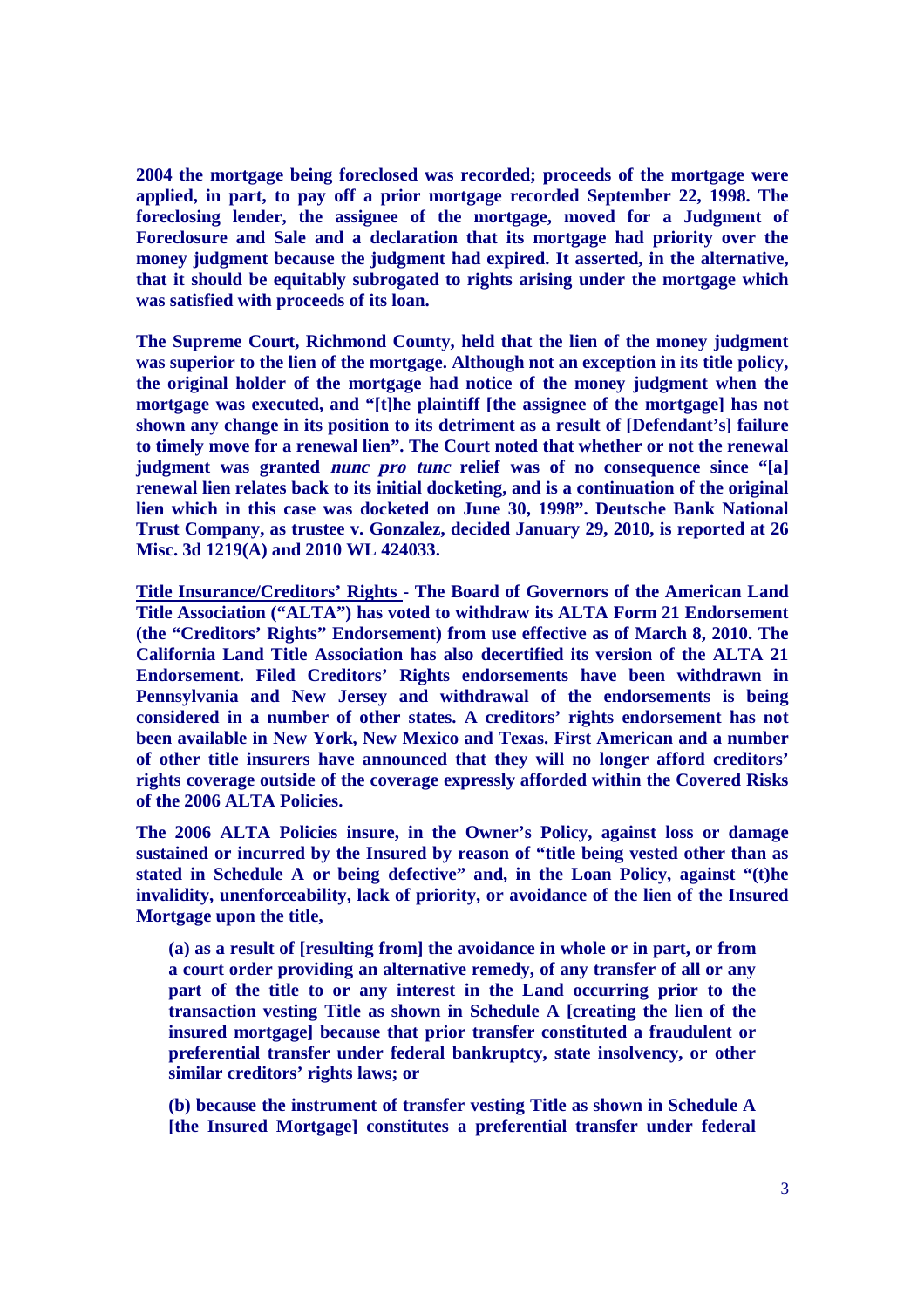**2004 the mortgage being foreclosed was recorded; proceeds of the mortgage were applied, in part, to pay off a prior mortgage recorded September 22, 1998. The foreclosing lender, the assignee of the mortgage, moved for a Judgment of Foreclosure and Sale and a declaration that its mortgage had priority over the money judgment because the judgment had expired. It asserted, in the alternative, that it should be equitably subrogated to rights arising under the mortgage which was satisfied with proceeds of its loan.**

**The Supreme Court, Richmond County, held that the lien of the money judgment was superior to the lien of the mortgage. Although not an exception in its title policy, the original holder of the mortgage had notice of the money judgment when the mortgage was executed, and "[t]he plaintiff [the assignee of the mortgage] has not shown any change in its position to its detriment as a result of [Defendant's] failure to timely move for a renewal lien". The Court noted that whether or not the renewal judgment was granted *nunc pro tunc* relief was of no consequence since "[a] renewal lien relates back to its initial docketing, and is a continuation of the original lien which in this case was docketed on June 30, 1998". Deutsche Bank National Trust Company, as trustee v. Gonzalez, decided January 29, 2010, is reported at 26 Misc. 3d 1219(A) and 2010 WL 424033.**

**<u>Title Insurance/Creditors' Rights</u> - The Board of Governors of the American Land Title Association ("ALTA") has voted to withdraw its ALTA Form 21 Endorsement (the "Creditors' Rights" Endorsement) from use effective as of March 8, 2010. The California Land Title Association has also decertified its version of the ALTA 21 Endorsement. Filed Creditors' Rights endorsements have been withdrawn in Pennsylvania and New Jersey and withdrawal of the endorsements is being considered in a number of other states. A creditors' rights endorsement has not been available in New York, New Mexico and Texas. First American and a number of other title insurers have announced that they will no longer afford creditors' rights coverage outside of the coverage expressly afforded within the Covered Risks of the 2006 ALTA Policies.**

**The 2006 ALTA Policies insure, in the Owner's Policy, against loss or damage sustained or incurred by the Insured by reason of "title being vested other than as stated in Schedule A or being defective" and, in the Loan Policy, against "(t)he invalidity, unenforceability, lack of priority, or avoidance of the lien of the Insured Mortgage upon the title,**

> **(a) as a result of [resulting from] the avoidance in whole or in part, or from a court order providing an alternative remedy, of any transfer of all or any part of the title to or any interest in the Land occurring prior to the transaction vesting Title as shown in Schedule A [creating the lien of the insured mortgage] because that prior transfer constituted a fraudulent or preferential transfer under federal bankruptcy, state insolvency, or other similar creditors' rights laws; or**
>
> **(b) because the instrument of transfer vesting Title as shown in Schedule A [the Insured Mortgage] constitutes a preferential transfer under federal**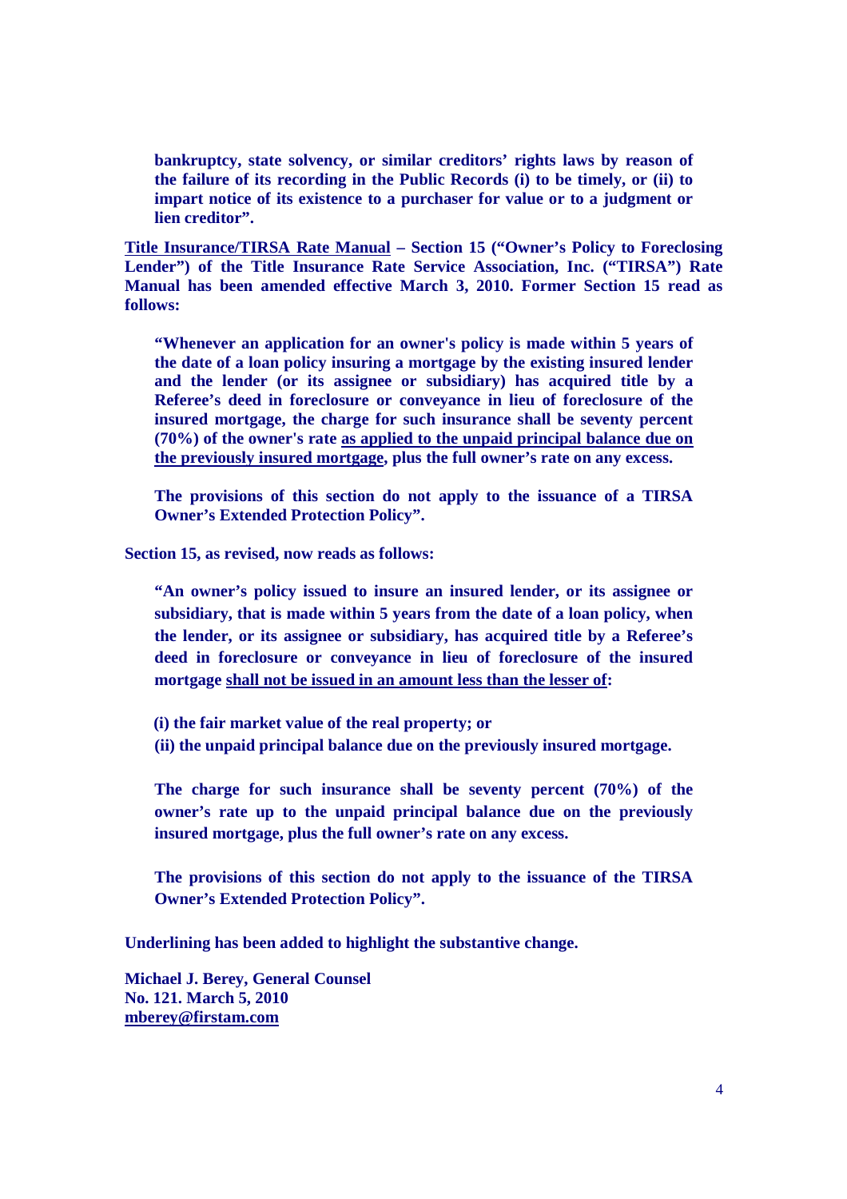**bankruptcy, state solvency, or similar creditors' rights laws by reason of the failure of its recording in the Public Records (i) to be timely, or (ii) to impart notice of its existence to a purchaser for value or to a judgment or lien creditor".**

**<u>Title Insurance/TIRSA Rate Manual</u> – Section 15 ("Owner's Policy to Foreclosing Lender") of the Title Insurance Rate Service Association, Inc. ("TIRSA") Rate Manual has been amended effective March 3, 2010. Former Section 15 read as follows:**

> **"Whenever an application for an owner's policy is made within 5 years of the date of a loan policy insuring a mortgage by the existing insured lender and the lender (or its assignee or subsidiary) has acquired title by a Referee's deed in foreclosure or conveyance in lieu of foreclosure of the insured mortgage, the charge for such insurance shall be seventy percent (70%) of the owner's rate <u>as applied to the unpaid principal balance due on the previously insured mortgage</u>, plus the full owner's rate on any excess.**
>
> **The provisions of this section do not apply to the issuance of a TIRSA Owner's Extended Protection Policy".**

**Section 15, as revised, now reads as follows:**

> **"An owner's policy issued to insure an insured lender, or its assignee or subsidiary, that is made within 5 years from the date of a loan policy, when the lender, or its assignee or subsidiary, has acquired title by a Referee's deed in foreclosure or conveyance in lieu of foreclosure of the insured mortgage <u>shall not be issued in an amount less than the lesser of</u>:**
>
> **(i) the fair market value of the real property; or**
> **(ii) the unpaid principal balance due on the previously insured mortgage.**
>
> **The charge for such insurance shall be seventy percent (70%) of the owner's rate up to the unpaid principal balance due on the previously insured mortgage, plus the full owner's rate on any excess.**
>
> **The provisions of this section do not apply to the issuance of the TIRSA Owner's Extended Protection Policy".**

**Underlining has been added to highlight the substantive change.**

**Michael J. Berey, General Counsel**
**No. 121. March 5, 2010**
**<u>mberey@firstam.com</u>**